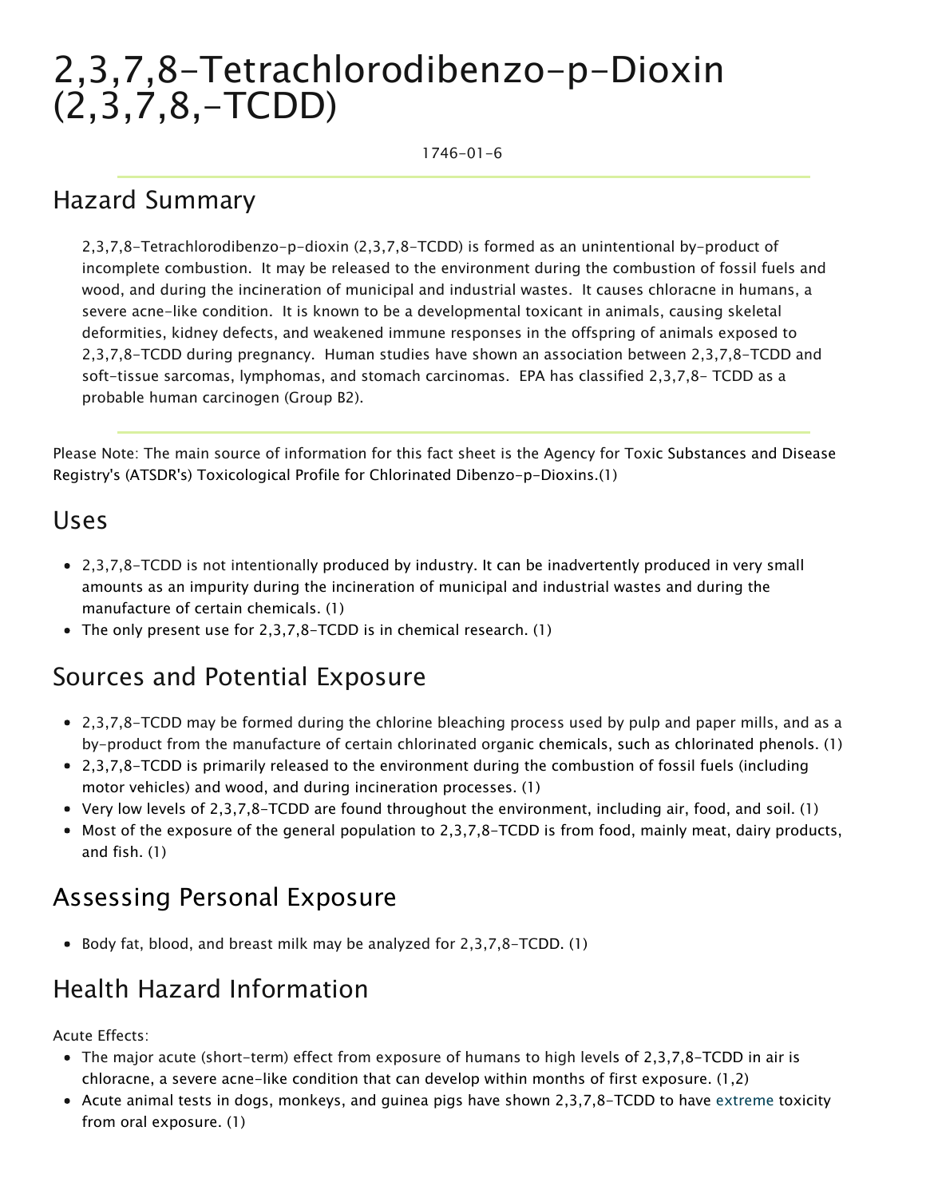# 2,3,7,8-Tetrachlorodibenzo-p-Dioxin (2,3,7,8,-TCDD)

1746-01-6

## Hazard Summary

2,3,7,8-Tetrachlorodibenzo-p-dioxin (2,3,7,8-TCDD) is formed as an unintentional by-product of incomplete combustion. It may be released to the environment during the combustion of fossil fuels and wood, and during the incineration of municipal and industrial wastes. It causes chloracne in humans, a severe acne-like condition. It is known to be a developmental toxicant in animals, causing skeletal deformities, kidney defects, and weakened immune responses in the offspring of animals exposed to 2,3,7,8-TCDD during pregnancy. Human studies have shown an association between 2,3,7,8-TCDD and soft-tissue sarcomas, lymphomas, and stomach carcinomas. EPA has classified 2,3,7,8- TCDD as a probable human carcinogen (Group B2).

Please Note: The main source of information for this fact sheet is the Agency for Toxic Substances and Disease Registry's (ATSDR's) Toxicological Profile for Chlorinated Dibenzo-p-Dioxins.(1)

## Uses

- 2,3,7,8-TCDD is not intentionally produced by industry. It can be inadvertently produced in very small amounts as an impurity during the incineration of municipal and industrial wastes and during the manufacture of certain chemicals. (1)
- The only present use for 2,3,7,8-TCDD is in chemical research. (1)

## Sources and Potential Exposure

- 2,3,7,8-TCDD may be formed during the chlorine bleaching process used by pulp and paper mills, and as a by-product from the manufacture of certain chlorinated organic chemicals, such as chlorinated phenols. (1)
- 2,3,7,8-TCDD is primarily released to the environment during the combustion of fossil fuels (including motor vehicles) and wood, and during incineration processes. (1)
- Very low levels of 2,3,7,8-TCDD are found throughout the environment, including air, food, and soil. (1)
- Most of the exposure of the general population to 2,3,7,8-TCDD is from food, mainly meat, dairy products, and fish. (1)

## Assessing Personal Exposure

- Body fat, blood, and breast milk may be analyzed for 2,3,7,8-TCDD. (1)

## Health Hazard Information

Acute Effects:

- The major acute (short-term) effect from exposure of humans to high levels of 2,3,7,8-TCDD in air is chloracne, a severe acne-like condition that can develop within months of first exposure. (1,2)
- Acute animal tests in dogs, monkeys, and guinea pigs have shown 2,3,7,8-TCDD to have extreme toxicity from oral exposure. (1)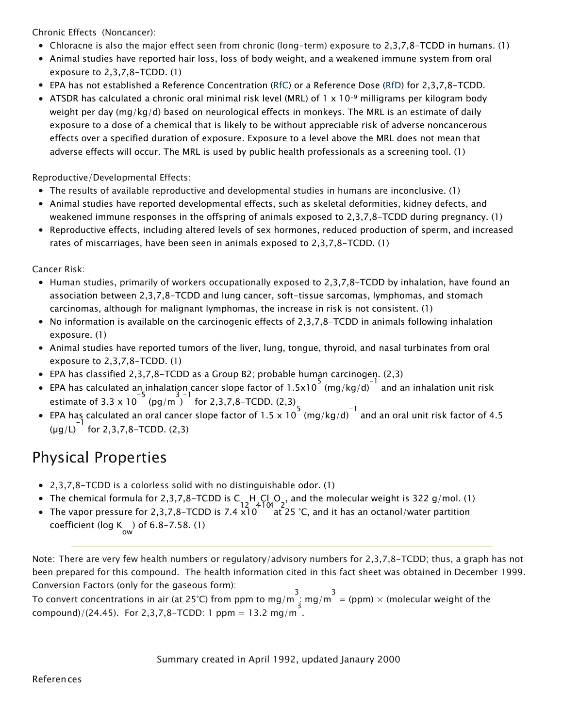Chronic Effects (Noncancer):

- Chloracne is also the major effect seen from chronic (long-term) exposure to 2,3,7,8-TCDD in humans. (1)
- Animal studies have reported hair loss, loss of body weight, and a weakened immune system from oral exposure to 2,3,7,8-TCDD. (1)
- EPA has not established a Reference Concentration (RfC) or a Reference Dose (RfD) for 2,3,7,8-TCDD.
- ATSDR has calculated a chronic oral minimal risk level (MRL) of $1 \times 10^{-9}$ milligrams per kilogram body weight per day (mg/kg/d) based on neurological effects in monkeys. The MRL is an estimate of daily exposure to a dose of a chemical that is likely to be without appreciable risk of adverse noncancerous effects over a specified duration of exposure. Exposure to a level above the MRL does not mean that adverse effects will occur. The MRL is used by public health professionals as a screening tool. (1)

Reproductive/Developmental Effects:

- The results of available reproductive and developmental studies in humans are inconclusive. (1)
- Animal studies have reported developmental effects, such as skeletal deformities, kidney defects, and weakened immune responses in the offspring of animals exposed to 2,3,7,8-TCDD during pregnancy. (1)
- Reproductive effects, including altered levels of sex hormones, reduced production of sperm, and increased rates of miscarriages, have been seen in animals exposed to 2,3,7,8-TCDD. (1)

Cancer Risk:

- Human studies, primarily of workers occupationally exposed to 2,3,7,8-TCDD by inhalation, have found an association between 2,3,7,8-TCDD and lung cancer, soft-tissue sarcomas, lymphomas, and stomach carcinomas, although for malignant lymphomas, the increase in risk is not consistent. (1)
- No information is available on the carcinogenic effects of 2,3,7,8-TCDD in animals following inhalation exposure. (1)
- Animal studies have reported tumors of the liver, lung, tongue, thyroid, and nasal turbinates from oral exposure to 2,3,7,8-TCDD. (1)
- EPA has classified 2,3,7,8-TCDD as a Group B2; probable human carcinogen. (2,3)
- EPA has calculated an inhalation cancer slope factor of $1.5 \times 10^{5}$ $(mg/kg/d)^{-1}$ and an inhalation unit risk estimate of $3.3 \times 10^{-5}$ $(pg/m^3)^{-1}$ for 2,3,7,8-TCDD. (2,3)
- EPA has calculated an oral cancer slope factor of $1.5 \times 10^{5}$ $(mg/kg/d)^{-1}$ and an oral unit risk factor of 4.5 $(\mu g/L)^{-1}$ for 2,3,7,8-TCDD. (2,3)

# Physical Properties

- 2,3,7,8-TCDD is a colorless solid with no distinguishable odor. (1)
- The chemical formula for 2,3,7,8-TCDD is $C_{12}H_4Cl_4O_2$, and the molecular weight is 322 g/mol. (1)
- The vapor pressure for 2,3,7,8-TCDD is 7.4 x10 at 25 °C, and it has an octanol/water partition coefficient (log $K_{ow}$) of 6.8-7.58. (1)

---

Note: There are very few health numbers or regulatory/advisory numbers for 2,3,7,8-TCDD; thus, a graph has not been prepared for this compound. The health information cited in this fact sheet was obtained in December 1999.

Conversion Factors (only for the gaseous form):

To convert concentrations in air (at 25°C) from ppm to $mg/m^3$: $mg/m^3$ = (ppm) × (molecular weight of the compound)/(24.45). For 2,3,7,8-TCDD: 1 ppm = 13.2 $mg/m^3$.

Summary created in April 1992, updated Janaury 2000

References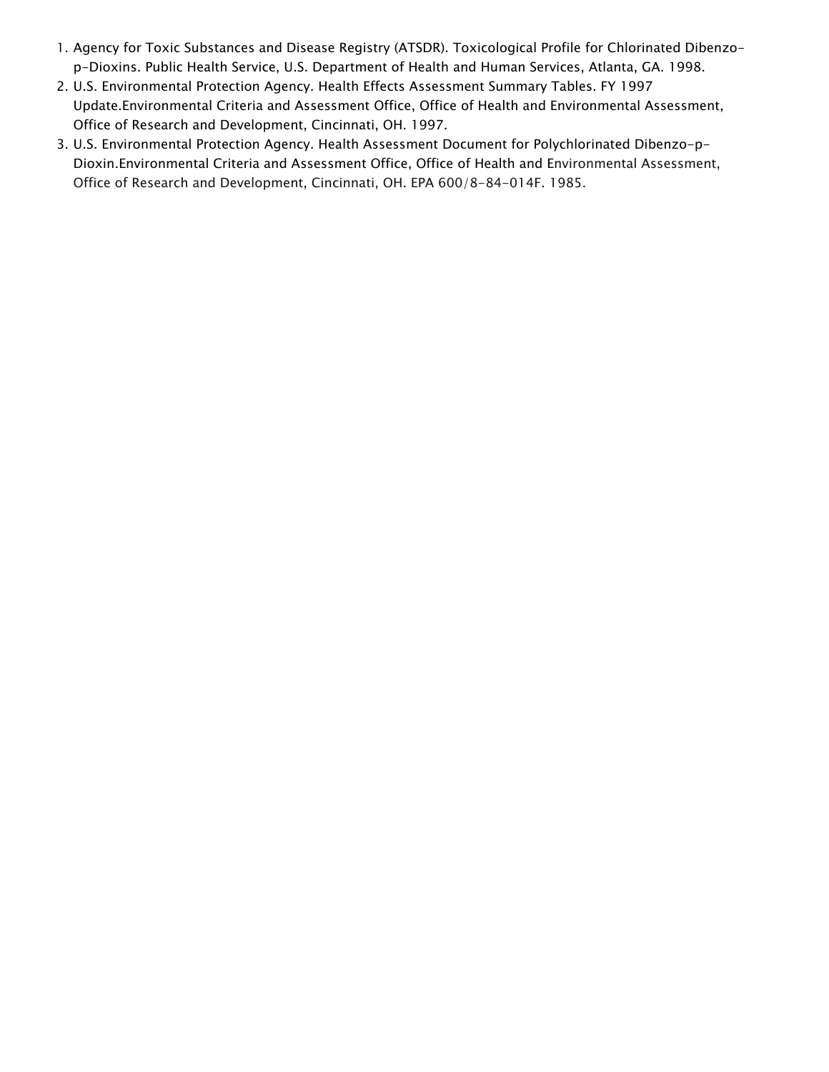1. Agency for Toxic Substances and Disease Registry (ATSDR). Toxicological Profile for Chlorinated Dibenzo-p-Dioxins. Public Health Service, U.S. Department of Health and Human Services, Atlanta, GA. 1998.
2. U.S. Environmental Protection Agency. Health Effects Assessment Summary Tables. FY 1997 Update.Environmental Criteria and Assessment Office, Office of Health and Environmental Assessment, Office of Research and Development, Cincinnati, OH. 1997.
3. U.S. Environmental Protection Agency. Health Assessment Document for Polychlorinated Dibenzo-p-Dioxin.Environmental Criteria and Assessment Office, Office of Health and Environmental Assessment, Office of Research and Development, Cincinnati, OH. EPA 600/8-84-014F. 1985.